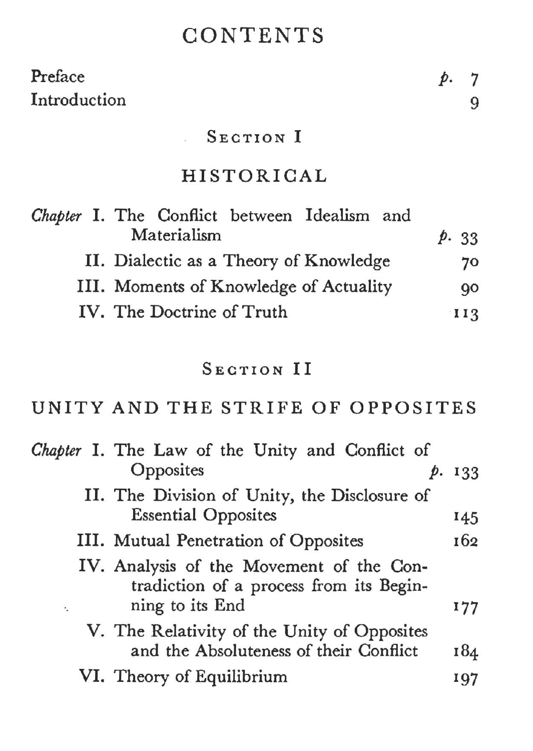# CONTENTS

| | |
|---|---|
| Preface | *p.* 7 |
| Introduction | 9 |

## SECTION I

## HISTORICAL

| | |
|---|---|
| *Chapter* I. The Conflict between Idealism and Materialism | *p.* 33 |
| II. Dialectic as a Theory of Knowledge | 70 |
| III. Moments of Knowledge of Actuality | 90 |
| IV. The Doctrine of Truth | 113 |

## SECTION II

## UNITY AND THE STRIFE OF OPPOSITES

| | |
|---|---|
| *Chapter* I. The Law of the Unity and Conflict of Opposites | *p.* 133 |
| II. The Division of Unity, the Disclosure of Essential Opposites | 145 |
| III. Mutual Penetration of Opposites | 162 |
| IV. Analysis of the Movement of the Contradiction of a process from its Beginning to its End | 177 |
| V. The Relativity of the Unity of Opposites and the Absoluteness of their Conflict | 184 |
| VI. Theory of Equilibrium | 197 |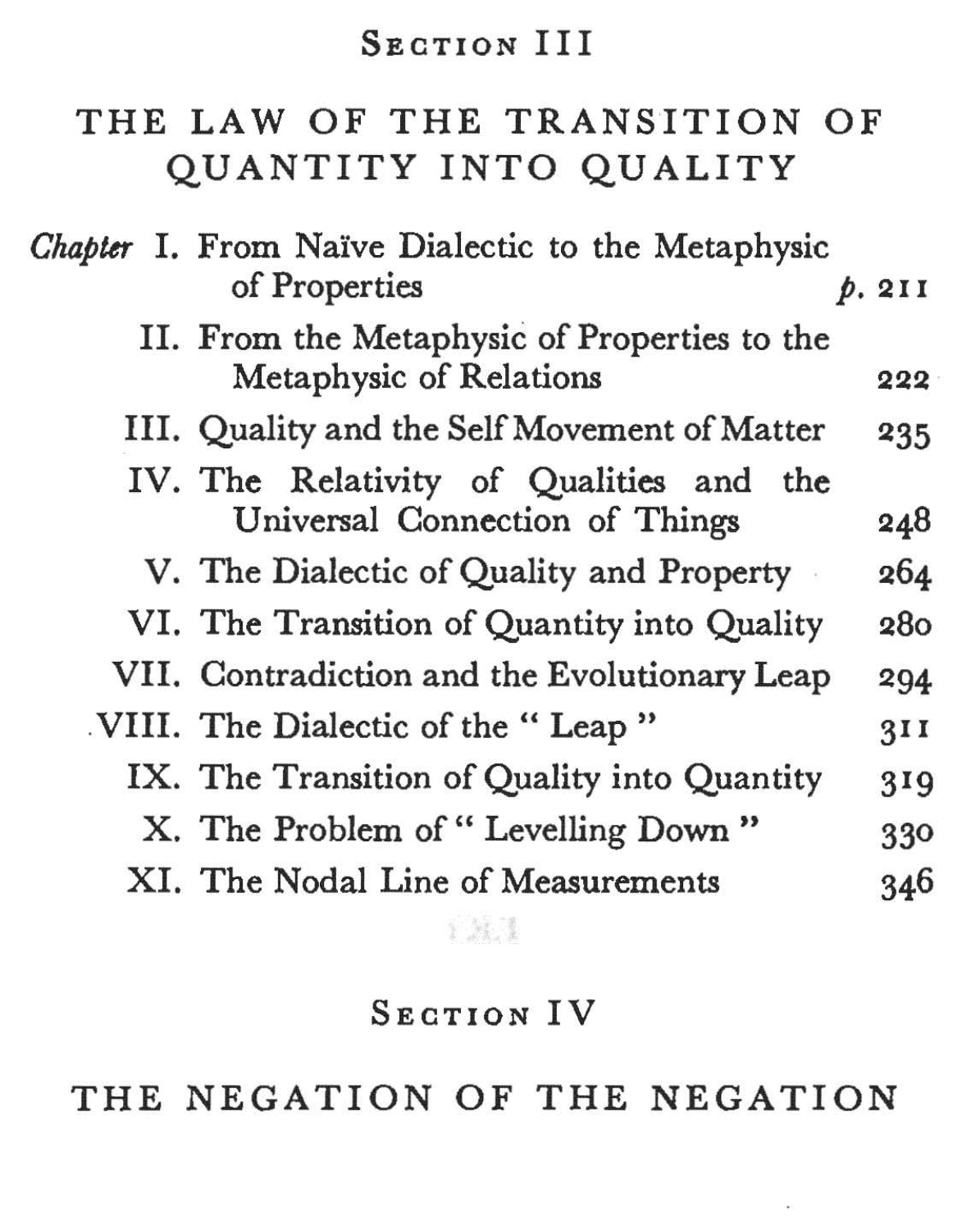## Section III

# THE LAW OF THE TRANSITION OF QUANTITY INTO QUALITY

| | | |
|---|---|---|
| *Chapter* I. | From Naïve Dialectic to the Metaphysic of Properties | *p.* 211 |
| II. | From the Metaphysic of Properties to the Metaphysic of Relations | 222 |
| III. | Quality and the Self Movement of Matter | 235 |
| IV. | The Relativity of Qualities and the Universal Connection of Things | 248 |
| V. | The Dialectic of Quality and Property | 264 |
| VI. | The Transition of Quantity into Quality | 280 |
| VII. | Contradiction and the Evolutionary Leap | 294 |
| VIII. | The Dialectic of the " Leap " | 311 |
| IX. | The Transition of Quality into Quantity | 319 |
| X. | The Problem of " Levelling Down " | 330 |
| XI. | The Nodal Line of Measurements | 346 |

## Section IV

# THE NEGATION OF THE NEGATION